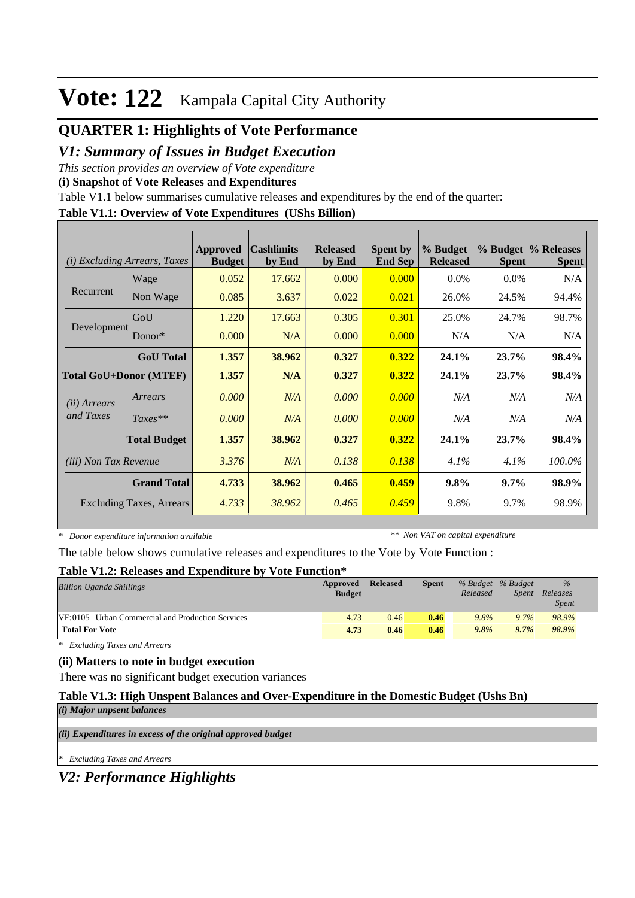# Vote: 122 Kampala Capital City Authority

## QUARTER 1: Highlights of Vote Performance

## *V1: Summary of Issues in Budget Execution*

*This section provides an overview of Vote expenditure*

**(i) Snapshot of Vote Releases and Expenditures**

Table V1.1 below summarises cumulative releases and expenditures by the end of the quarter:

**Table V1.1: Overview of Vote Expenditures (UShs Billion)**

| *(i) Excluding Arrears, Taxes* | | Approved Budget | Cashlimits by End | Released by End | Spent by End Sep | % Budget Released | % Budget Spent | % Releases Spent |
|---|---|---|---|---|---|---|---|---|
| Recurrent | Wage | 0.052 | 17.662 | 0.000 | 0.000 | 0.0% | 0.0% | N/A |
| | Non Wage | 0.085 | 3.637 | 0.022 | 0.021 | 26.0% | 24.5% | 94.4% |
| Development | GoU | 1.220 | 17.663 | 0.305 | 0.301 | 25.0% | 24.7% | 98.7% |
| | Donor* | 0.000 | N/A | 0.000 | 0.000 | N/A | N/A | N/A |
| | **GoU Total** | **1.357** | **38.962** | **0.327** | **0.322** | **24.1%** | **23.7%** | **98.4%** |
| **Total GoU+Donor (MTEF)** | | **1.357** | **N/A** | **0.327** | **0.322** | **24.1%** | **23.7%** | **98.4%** |
| *(ii) Arrears and Taxes* | *Arrears* | *0.000* | *N/A* | *0.000* | *0.000* | *N/A* | *N/A* | *N/A* |
| | *Taxes*** | *0.000* | *N/A* | *0.000* | *0.000* | *N/A* | *N/A* | *N/A* |
| | **Total Budget** | **1.357** | **38.962** | **0.327** | **0.322** | **24.1%** | **23.7%** | **98.4%** |
| *(iii) Non Tax Revenue* | | *3.376* | *N/A* | *0.138* | *0.138* | *4.1%* | *4.1%* | *100.0%* |
| | **Grand Total** | **4.733** | **38.962** | **0.465** | **0.459** | **9.8%** | **9.7%** | **98.9%** |
| | Excluding Taxes, Arrears | *4.733* | *38.962* | *0.465* | *0.459* | 9.8% | 9.7% | 98.9% |

\* *Donor expenditure information available* ** *Non VAT on capital expenditure*

The table below shows cumulative releases and expenditures to the Vote by Vote Function :

**Table V1.2: Releases and Expenditure by Vote Function***

| *Billion Uganda Shillings* | Approved Budget | Released | Spent | *% Budget Released* | *% Budget Spent* | *% Releases Spent* |
|---|---|---|---|---|---|---|
| VF:0105 Urban Commercial and Production Services | 4.73 | 0.46 | 0.46 | *9.8%* | *9.7%* | *98.9%* |
| **Total For Vote** | **4.73** | **0.46** | **0.46** | ***9.8%*** | ***9.7%*** | ***98.9%*** |

\* *Excluding Taxes and Arrears*

**(ii) Matters to note in budget execution**

There was no significant budget execution variances

**Table V1.3: High Unspent Balances and Over-Expenditure in the Domestic Budget (Ushs Bn)**

***(i) Major unspent balances***

***(ii) Expenditures in excess of the original approved budget***

\* *Excluding Taxes and Arrears*

## *V2: Performance Highlights*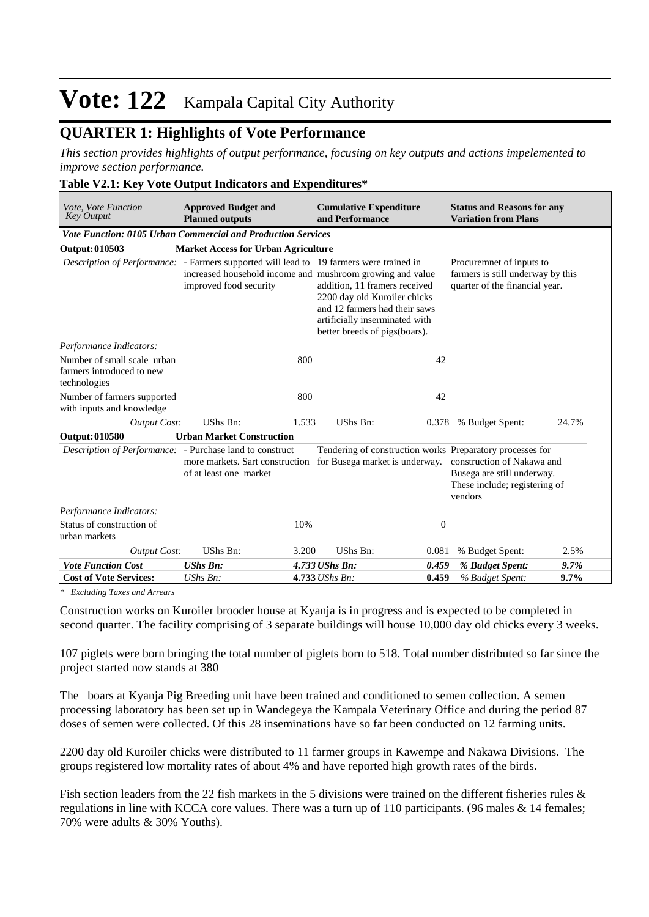# Vote: 122 Kampala Capital City Authority

## QUARTER 1: Highlights of Vote Performance

*This section provides highlights of output performance, focusing on key outputs and actions impelemented to improve section performance.*

**Table V2.1: Key Vote Output Indicators and Expenditures\***

| *Vote, Vote Function Key Output* | **Approved Budget and Planned outputs** | | **Cumulative Expenditure and Performance** | | **Status and Reasons for any Variation from Plans** | |
|---|---|---|---|---|---|---|
| ***Vote Function: 0105 Urban Commercial and Production Services*** | | | | | | |
| **Output: 010503** | **Market Access for Urban Agriculture** | | | | | |
| *Description of Performance:* | - Farmers supported will lead to increased household income and improved food security | | 19 farmers were trained in mushroom growing and value addition, 11 framers received 2200 day old Kuroiler chicks and 12 farmers had their saws artificially inserminated with better breeds of pigs(boars). | | Procuremnet of inputs to farmers is still underway by this quarter of the financial year. | |
| *Performance Indicators:* | | | | | | |
| Number of small scale urban farmers introduced to new technologies | | 800 | | 42 | | |
| Number of farmers supported with inputs and knowledge | | 800 | | 42 | | |
| *Output Cost:* | UShs Bn: | 1.533 | UShs Bn: | 0.378 | % Budget Spent: | 24.7% |
| **Output: 010580** | **Urban Market Construction** | | | | | |
| *Description of Performance:* | - Purchase land to construct more markets. Sart construction of at least one market | | Tendering of construction works for Busega market is underway. | | Preparatory processes for construction of Nakawa and Busega are still underway. These include; registering of vendors | |
| *Performance Indicators:* | | | | | | |
| Status of construction of urban markets | | 10% | | 0 | | |
| *Output Cost:* | UShs Bn: | 3.200 | UShs Bn: | 0.081 | % Budget Spent: | 2.5% |
| ***Vote Function Cost*** | ***UShs Bn:*** | ***4.733*** | ***UShs Bn:*** | ***0.459*** | ***% Budget Spent:*** | ***9.7%*** |
| **Cost of Vote Services:** | *UShs Bn:* | **4.733** | *UShs Bn:* | **0.459** | *% Budget Spent:* | **9.7%** |

*\* Excluding Taxes and Arrears*

Construction works on Kuroiler brooder house at Kyanja is in progress and is expected to be completed in second quarter. The facility comprising of 3 separate buildings will house 10,000 day old chicks every 3 weeks.

107 piglets were born bringing the total number of piglets born to 518. Total number distributed so far since the project started now stands at 380

The boars at Kyanja Pig Breeding unit have been trained and conditioned to semen collection. A semen processing laboratory has been set up in Wandegeya the Kampala Veterinary Office and during the period 87 doses of semen were collected. Of this 28 inseminations have so far been conducted on 12 farming units.

2200 day old Kuroiler chicks were distributed to 11 farmer groups in Kawempe and Nakawa Divisions. The groups registered low mortality rates of about 4% and have reported high growth rates of the birds.

Fish section leaders from the 22 fish markets in the 5 divisions were trained on the different fisheries rules & regulations in line with KCCA core values. There was a turn up of 110 participants. (96 males & 14 females; 70% were adults & 30% Youths).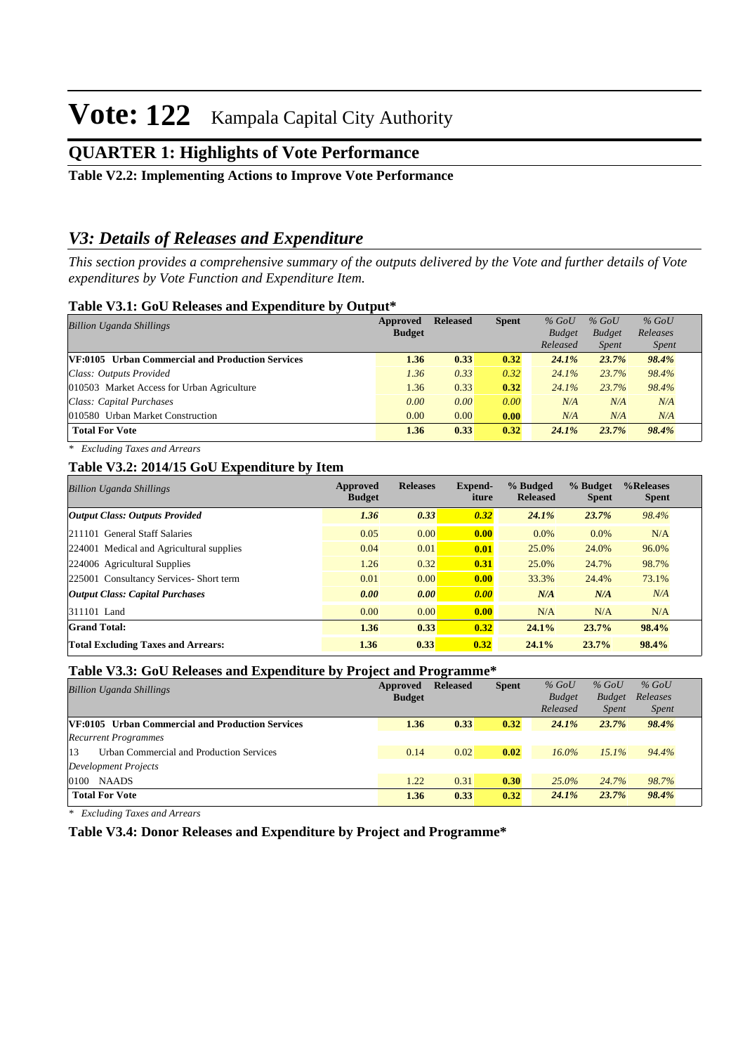# Vote: 122 Kampala Capital City Authority

## QUARTER 1: Highlights of Vote Performance

**Table V2.2: Implementing Actions to Improve Vote Performance**

## *V3: Details of Releases and Expenditure*

*This section provides a comprehensive summary of the outputs delivered by the Vote and further details of Vote expenditures by Vote Function and Expenditure Item.*

**Table V3.1: GoU Releases and Expenditure by Output***

| *Billion Uganda Shillings* | Approved Budget | Released | Spent | *% GoU Budget Released* | *% GoU Budget Spent* | *% GoU Releases Spent* |
|---|---|---|---|---|---|---|
| **VF:0105 Urban Commercial and Production Services** | **1.36** | **0.33** | **0.32** | ***24.1%*** | ***23.7%*** | ***98.4%*** |
| *Class: Outputs Provided* | *1.36* | *0.33* | *0.32* | *24.1%* | *23.7%* | *98.4%* |
| 010503 Market Access for Urban Agriculture | 1.36 | 0.33 | **0.32** | *24.1%* | *23.7%* | *98.4%* |
| *Class: Capital Purchases* | *0.00* | *0.00* | *0.00* | *N/A* | *N/A* | *N/A* |
| 010580 Urban Market Construction | 0.00 | 0.00 | **0.00** | *N/A* | *N/A* | *N/A* |
| **Total For Vote** | **1.36** | **0.33** | **0.32** | ***24.1%*** | ***23.7%*** | ***98.4%*** |

*\* Excluding Taxes and Arrears*

**Table V3.2: 2014/15 GoU Expenditure by Item**

| *Billion Uganda Shillings* | Approved Budget | Releases | Expend-iture | % Budged Released | % Budget Spent | %Releases Spent |
|---|---|---|---|---|---|---|
| ***Output Class: Outputs Provided*** | ***1.36*** | ***0.33*** | ***0.32*** | ***24.1%*** | ***23.7%*** | *98.4%* |
| 211101 General Staff Salaries | 0.05 | 0.00 | **0.00** | 0.0% | 0.0% | N/A |
| 224001 Medical and Agricultural supplies | 0.04 | 0.01 | **0.01** | 25.0% | 24.0% | 96.0% |
| 224006 Agricultural Supplies | 1.26 | 0.32 | **0.31** | 25.0% | 24.7% | 98.7% |
| 225001 Consultancy Services- Short term | 0.01 | 0.00 | **0.00** | 33.3% | 24.4% | 73.1% |
| ***Output Class: Capital Purchases*** | ***0.00*** | ***0.00*** | ***0.00*** | ***N/A*** | ***N/A*** | *N/A* |
| 311101 Land | 0.00 | 0.00 | **0.00** | N/A | N/A | N/A |
| **Grand Total:** | **1.36** | **0.33** | **0.32** | **24.1%** | **23.7%** | **98.4%** |
| **Total Excluding Taxes and Arrears:** | **1.36** | **0.33** | **0.32** | **24.1%** | **23.7%** | **98.4%** |

**Table V3.3: GoU Releases and Expenditure by Project and Programme***

| *Billion Uganda Shillings* | Approved Budget | Released | Spent | *% GoU Budget Released* | *% GoU Budget Spent* | *% GoU Releases Spent* |
|---|---|---|---|---|---|---|
| **VF:0105 Urban Commercial and Production Services** | **1.36** | **0.33** | **0.32** | ***24.1%*** | ***23.7%*** | ***98.4%*** |
| *Recurrent Programmes* | | | | | | |
| 13 Urban Commercial and Production Services | 0.14 | 0.02 | **0.02** | *16.0%* | *15.1%* | *94.4%* |
| *Development Projects* | | | | | | |
| 0100 NAADS | 1.22 | 0.31 | **0.30** | *25.0%* | *24.7%* | *98.7%* |
| **Total For Vote** | **1.36** | **0.33** | **0.32** | ***24.1%*** | ***23.7%*** | ***98.4%*** |

*\* Excluding Taxes and Arrears*

**Table V3.4: Donor Releases and Expenditure by Project and Programme***